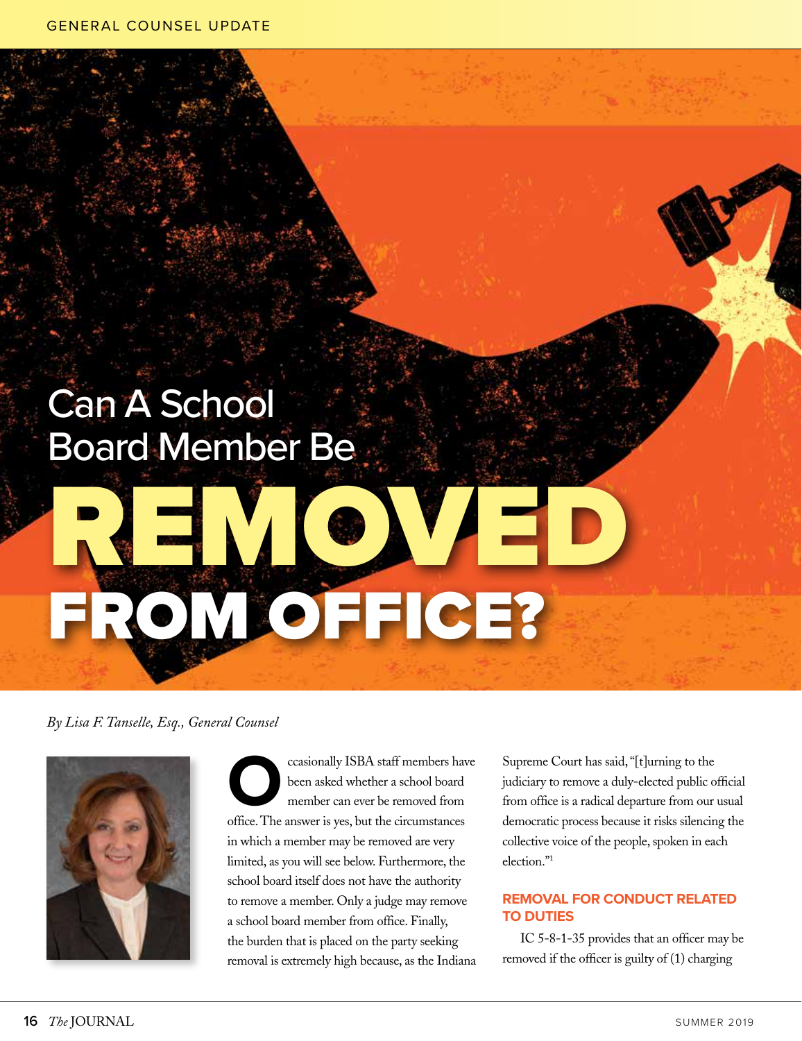# Can A School Board Member Be REMOVED FROM OFFICE?

*By Lisa F. Tanselle, Esq., General Counsel*

Occasionally ISBA staff members have been asked whether a school board member can ever be removed from office. The answer is yes, but the circumstances in which a member may be removed are very limited, as you will see below. Furthermore, the school board itself does not have the authority to remove a member. Only a judge may remove a school board member from office. Finally, the burden that is placed on the party seeking removal is extremely high because, as the Indiana Supreme Court has said, "[t]urning to the judiciary to remove a duly-elected public official from office is a radical departure from our usual democratic process because it risks silencing the collective voice of the people, spoken in each election."[1]

## REMOVAL FOR CONDUCT RELATED TO DUTIES

IC 5-8-1-35 provides that an officer may be removed if the officer is guilty of (1) charging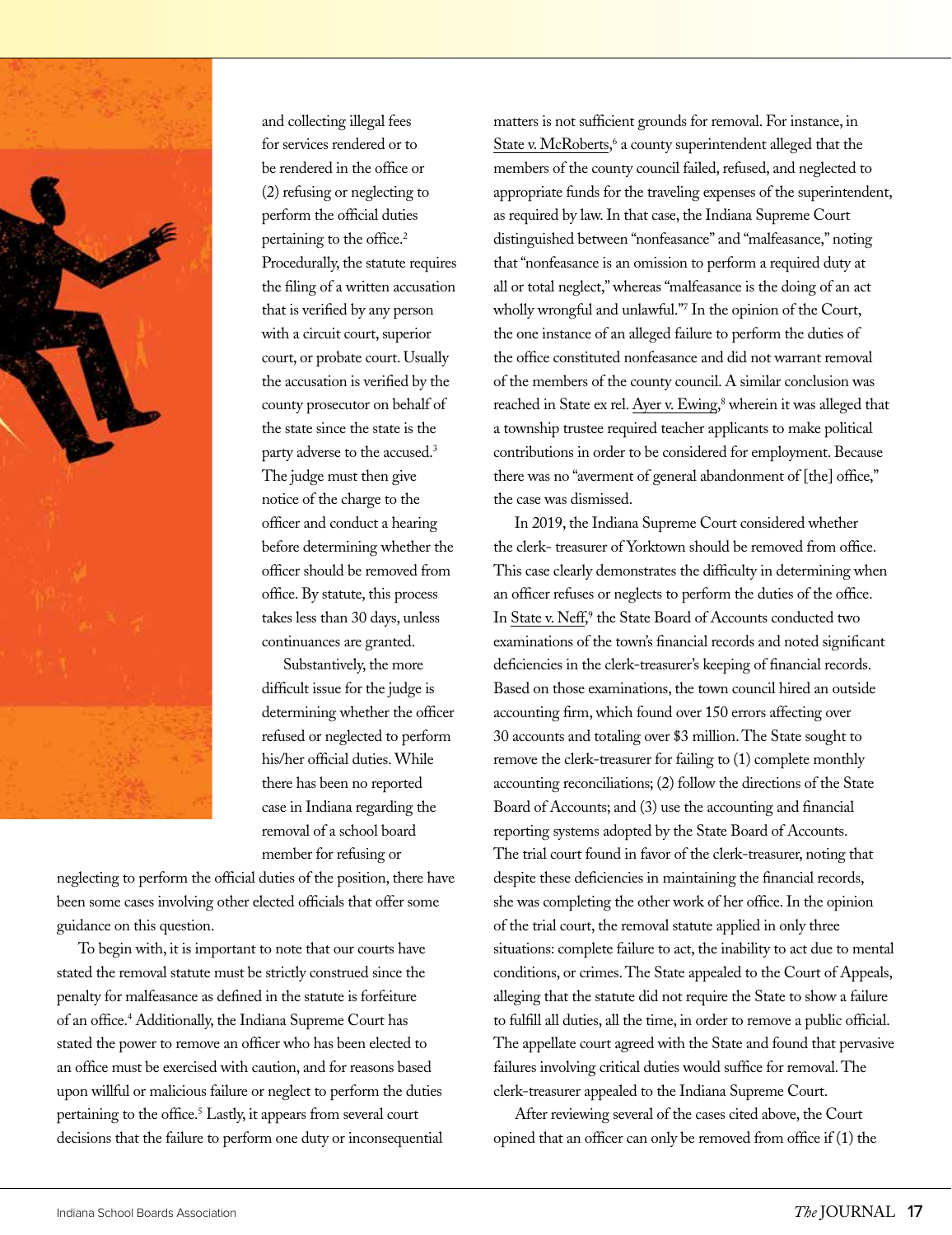and collecting illegal fees for services rendered or to be rendered in the office or (2) refusing or neglecting to perform the official duties pertaining to the office.[2] Procedurally, the statute requires the filing of a written accusation that is verified by any person with a circuit court, superior court, or probate court. Usually the accusation is verified by the county prosecutor on behalf of the state since the state is the party adverse to the accused.[3] The judge must then give notice of the charge to the officer and conduct a hearing before determining whether the officer should be removed from office. By statute, this process takes less than 30 days, unless continuances are granted.

Substantively, the more difficult issue for the judge is determining whether the officer refused or neglected to perform his/her official duties. While there has been no reported case in Indiana regarding the removal of a school board member for refusing or neglecting to perform the official duties of the position, there have been some cases involving other elected officials that offer some guidance on this question.

To begin with, it is important to note that our courts have stated the removal statute must be strictly construed since the penalty for malfeasance as defined in the statute is forfeiture of an office.[4] Additionally, the Indiana Supreme Court has stated the power to remove an officer who has been elected to an office must be exercised with caution, and for reasons based upon willful or malicious failure or neglect to perform the duties pertaining to the office.[5] Lastly, it appears from several court decisions that the failure to perform one duty or inconsequential matters is not sufficient grounds for removal. For instance, in State v. McRoberts,[6] a county superintendent alleged that the members of the county council failed, refused, and neglected to appropriate funds for the traveling expenses of the superintendent, as required by law. In that case, the Indiana Supreme Court distinguished between "nonfeasance" and "malfeasance," noting that "nonfeasance is an omission to perform a required duty at all or total neglect," whereas "malfeasance is the doing of an act wholly wrongful and unlawful."[7] In the opinion of the Court, the one instance of an alleged failure to perform the duties of the office constituted nonfeasance and did not warrant removal of the members of the county council. A similar conclusion was reached in State ex rel. Ayer v. Ewing,[8] wherein it was alleged that a township trustee required teacher applicants to make political contributions in order to be considered for employment. Because there was no "averment of general abandonment of [the] office," the case was dismissed.

In 2019, the Indiana Supreme Court considered whether the clerk- treasurer of Yorktown should be removed from office. This case clearly demonstrates the difficulty in determining when an officer refuses or neglects to perform the duties of the office. In State v. Neff,[9] the State Board of Accounts conducted two examinations of the town's financial records and noted significant deficiencies in the clerk-treasurer's keeping of financial records. Based on those examinations, the town council hired an outside accounting firm, which found over 150 errors affecting over 30 accounts and totaling over $3 million. The State sought to remove the clerk-treasurer for failing to (1) complete monthly accounting reconciliations; (2) follow the directions of the State Board of Accounts; and (3) use the accounting and financial reporting systems adopted by the State Board of Accounts. The trial court found in favor of the clerk-treasurer, noting that despite these deficiencies in maintaining the financial records, she was completing the other work of her office. In the opinion of the trial court, the removal statute applied in only three situations: complete failure to act, the inability to act due to mental conditions, or crimes. The State appealed to the Court of Appeals, alleging that the statute did not require the State to show a failure to fulfill all duties, all the time, in order to remove a public official. The appellate court agreed with the State and found that pervasive failures involving critical duties would suffice for removal. The clerk-treasurer appealed to the Indiana Supreme Court.

After reviewing several of the cases cited above, the Court opined that an officer can only be removed from office if (1) the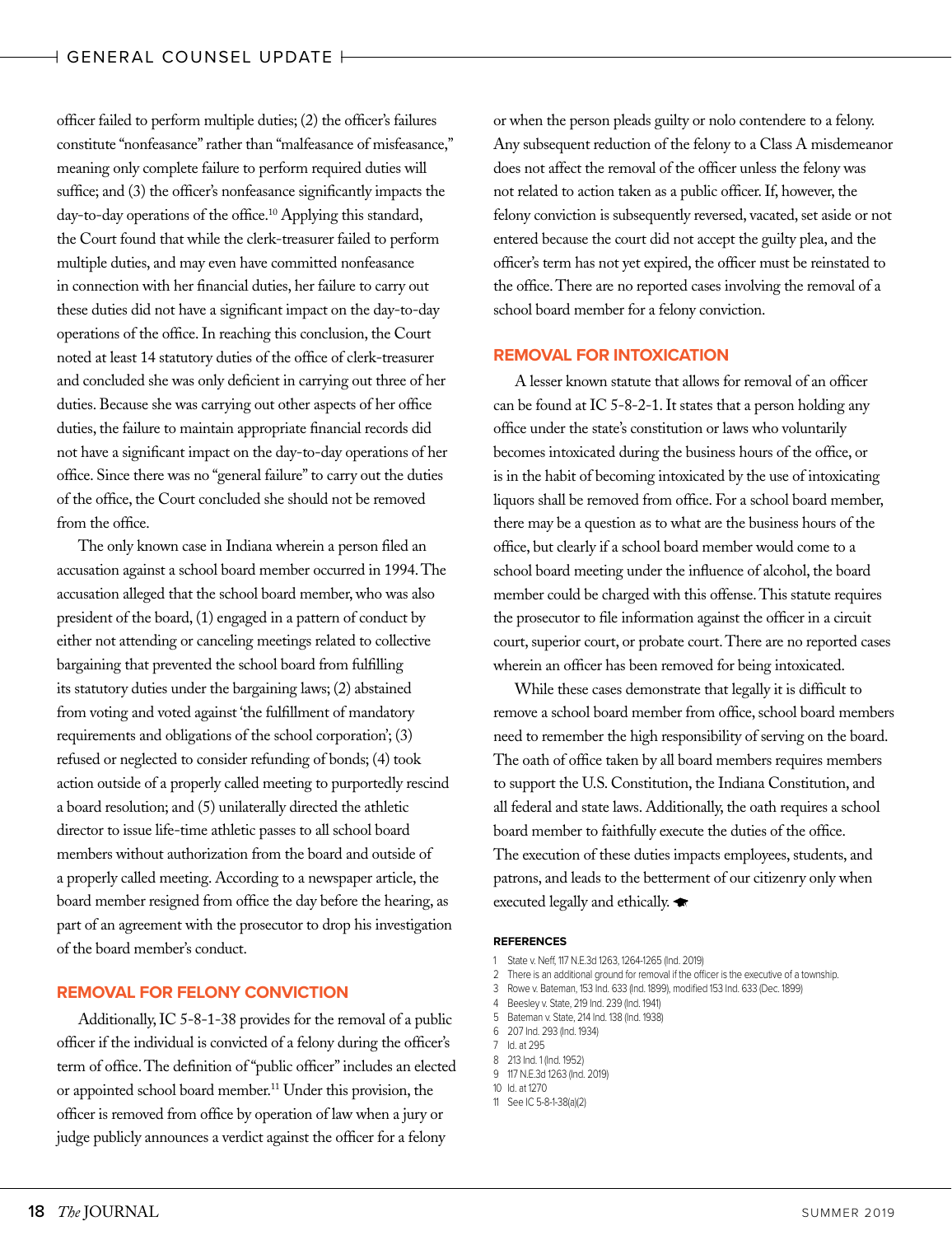officer failed to perform multiple duties; (2) the officer's failures constitute "nonfeasance" rather than "malfeasance of misfeasance," meaning only complete failure to perform required duties will suffice; and (3) the officer's nonfeasance significantly impacts the day-to-day operations of the office.[10] Applying this standard, the Court found that while the clerk-treasurer failed to perform multiple duties, and may even have committed nonfeasance in connection with her financial duties, her failure to carry out these duties did not have a significant impact on the day-to-day operations of the office. In reaching this conclusion, the Court noted at least 14 statutory duties of the office of clerk-treasurer and concluded she was only deficient in carrying out three of her duties. Because she was carrying out other aspects of her office duties, the failure to maintain appropriate financial records did not have a significant impact on the day-to-day operations of her office. Since there was no "general failure" to carry out the duties of the office, the Court concluded she should not be removed from the office.

The only known case in Indiana wherein a person filed an accusation against a school board member occurred in 1994. The accusation alleged that the school board member, who was also president of the board, (1) engaged in a pattern of conduct by either not attending or canceling meetings related to collective bargaining that prevented the school board from fulfilling its statutory duties under the bargaining laws; (2) abstained from voting and voted against 'the fulfillment of mandatory requirements and obligations of the school corporation'; (3) refused or neglected to consider refunding of bonds; (4) took action outside of a properly called meeting to purportedly rescind a board resolution; and (5) unilaterally directed the athletic director to issue life-time athletic passes to all school board members without authorization from the board and outside of a properly called meeting. According to a newspaper article, the board member resigned from office the day before the hearing, as part of an agreement with the prosecutor to drop his investigation of the board member's conduct.

## REMOVAL FOR FELONY CONVICTION

Additionally, IC 5-8-1-38 provides for the removal of a public officer if the individual is convicted of a felony during the officer's term of office. The definition of "public officer" includes an elected or appointed school board member.[11] Under this provision, the officer is removed from office by operation of law when a jury or judge publicly announces a verdict against the officer for a felony or when the person pleads guilty or nolo contendere to a felony. Any subsequent reduction of the felony to a Class A misdemeanor does not affect the removal of the officer unless the felony was not related to action taken as a public officer. If, however, the felony conviction is subsequently reversed, vacated, set aside or not entered because the court did not accept the guilty plea, and the officer's term has not yet expired, the officer must be reinstated to the office. There are no reported cases involving the removal of a school board member for a felony conviction.

## REMOVAL FOR INTOXICATION

A lesser known statute that allows for removal of an officer can be found at IC 5-8-2-1. It states that a person holding any office under the state's constitution or laws who voluntarily becomes intoxicated during the business hours of the office, or is in the habit of becoming intoxicated by the use of intoxicating liquors shall be removed from office. For a school board member, there may be a question as to what are the business hours of the office, but clearly if a school board member would come to a school board meeting under the influence of alcohol, the board member could be charged with this offense. This statute requires the prosecutor to file information against the officer in a circuit court, superior court, or probate court. There are no reported cases wherein an officer has been removed for being intoxicated.

While these cases demonstrate that legally it is difficult to remove a school board member from office, school board members need to remember the high responsibility of serving on the board. The oath of office taken by all board members requires members to support the U.S. Constitution, the Indiana Constitution, and all federal and state laws. Additionally, the oath requires a school board member to faithfully execute the duties of the office. The execution of these duties impacts employees, students, and patrons, and leads to the betterment of our citizenry only when executed legally and ethically.

### REFERENCES

1. State v. Neff, 117 N.E.3d 1263, 1264-1265 (Ind. 2019)
2. There is an additional ground for removal if the officer is the executive of a township.
3. Rowe v. Bateman, 153 Ind. 633 (Ind. 1899), modified 153 Ind. 633 (Dec. 1899)
4. Beesley v. State, 219 Ind. 239 (Ind. 1941)
5. Bateman v. State, 214 Ind. 138 (Ind. 1938)
6. 207 Ind. 293 (Ind. 1934)
7. Id. at 295
8. 213 Ind. 1 (Ind. 1952)
9. 117 N.E.3d 1263 (Ind. 2019)
10. Id. at 1270
11. See IC 5-8-1-38(a)(2)